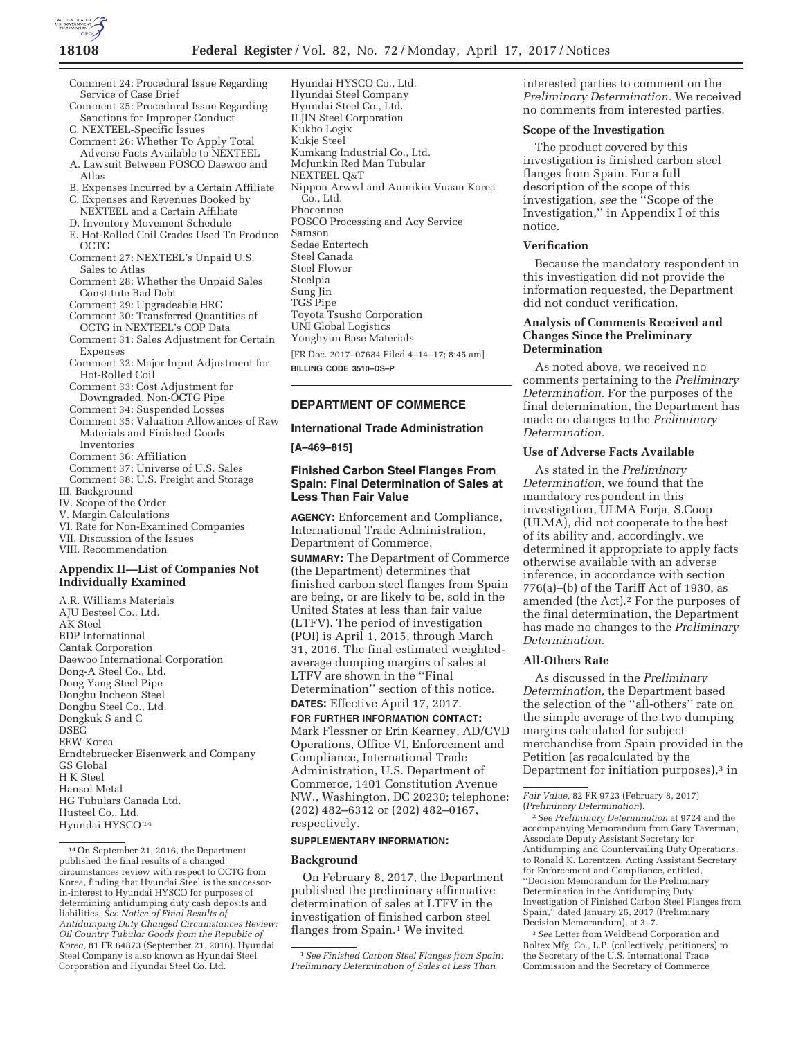Comment 24: Procedural Issue Regarding Service of Case Brief
Comment 25: Procedural Issue Regarding Sanctions for Improper Conduct
C. NEXTEEL-Specific Issues
Comment 26: Whether To Apply Total Adverse Facts Available to NEXTEEL
A. Lawsuit Between POSCO Daewoo and Atlas
B. Expenses Incurred by a Certain Affiliate
C. Expenses and Revenues Booked by NEXTEEL and a Certain Affiliate
D. Inventory Movement Schedule
E. Hot-Rolled Coil Grades Used To Produce OCTG
Comment 27: NEXTEEL's Unpaid U.S. Sales to Atlas
Comment 28: Whether the Unpaid Sales Constitute Bad Debt
Comment 29: Upgradeable HRC
Comment 30: Transferred Quantities of OCTG in NEXTEEL's COP Data
Comment 31: Sales Adjustment for Certain Expenses
Comment 32: Major Input Adjustment for Hot-Rolled Coil
Comment 33: Cost Adjustment for Downgraded, Non-OCTG Pipe
Comment 34: Suspended Losses
Comment 35: Valuation Allowances of Raw Materials and Finished Goods Inventories
Comment 36: Affiliation
Comment 37: Universe of U.S. Sales
Comment 38: U.S. Freight and Storage
III. Background
IV. Scope of the Order
V. Margin Calculations
VI. Rate for Non-Examined Companies
VII. Discussion of the Issues
VIII. Recommendation

## Appendix II—List of Companies Not Individually Examined

A.R. Williams Materials
AJU Besteel Co., Ltd.
AK Steel
BDP International
Cantak Corporation
Daewoo International Corporation
Dong-A Steel Co., Ltd.
Dong Yang Steel Pipe
Dongbu Incheon Steel
Dongbu Steel Co., Ltd.
Dongkuk S and C
DSEC
EEW Korea
Erndtebruecker Eisenwerk and Company
GS Global
H K Steel
Hansol Metal
HG Tubulars Canada Ltd.
Husteel Co., Ltd.
Hyundai HYSCO [14]
Hyundai HYSCO Co., Ltd.
Hyundai Steel Company
Hyundai Steel Co., Ltd.
ILJIN Steel Corporation
Kukbo Logix
Kukje Steel
Kumkang Industrial Co., Ltd.
McJunkin Red Man Tubular
NEXTEEL Q&T
Nippon Arwwl and Aumikin Vuaan Korea Co., Ltd.
Phocennee
POSCO Processing and Acy Service
Samson
Sedae Entertech
Steel Canada
Steel Flower
Steelpia
Sung Jin
TGS Pipe
Toyota Tsusho Corporation
UNI Global Logistics
Yonghyun Base Materials

[FR Doc. 2017–07684 Filed 4–14–17; 8:45 am]

**BILLING CODE 3510–DS–P**

[14] On September 21, 2016, the Department published the final results of a changed circumstances review with respect to OCTG from Korea, finding that Hyundai Steel is the successor-in-interest to Hyundai HYSCO for purposes of determining antidumping duty cash deposits and liabilities. *See Notice of Final Results of Antidumping Duty Changed Circumstances Review: Oil Country Tubular Goods from the Republic of Korea,* 81 FR 64873 (September 21, 2016). Hyundai Steel Company is also known as Hyundai Steel Corporation and Hyundai Steel Co. Ltd.

## DEPARTMENT OF COMMERCE

### International Trade Administration

**[A–469–815]**

### Finished Carbon Steel Flanges From Spain: Final Determination of Sales at Less Than Fair Value

**AGENCY:** Enforcement and Compliance, International Trade Administration, Department of Commerce.

**SUMMARY:** The Department of Commerce (the Department) determines that finished carbon steel flanges from Spain are being, or are likely to be, sold in the United States at less than fair value (LTFV). The period of investigation (POI) is April 1, 2015, through March 31, 2016. The final estimated weighted-average dumping margins of sales at LTFV are shown in the ''Final Determination'' section of this notice.

**DATES:** Effective April 17, 2017.

**FOR FURTHER INFORMATION CONTACT:** Mark Flessner or Erin Kearney, AD/CVD Operations, Office VI, Enforcement and Compliance, International Trade Administration, U.S. Department of Commerce, 1401 Constitution Avenue NW., Washington, DC 20230; telephone: (202) 482–6312 or (202) 482–0167, respectively.

**SUPPLEMENTARY INFORMATION:**

#### Background

On February 8, 2017, the Department published the preliminary affirmative determination of sales at LTFV in the investigation of finished carbon steel flanges from Spain.[1] We invited interested parties to comment on the *Preliminary Determination.* We received no comments from interested parties.

#### Scope of the Investigation

The product covered by this investigation is finished carbon steel flanges from Spain. For a full description of the scope of this investigation, *see* the ''Scope of the Investigation,'' in Appendix I of this notice.

#### Verification

Because the mandatory respondent in this investigation did not provide the information requested, the Department did not conduct verification.

#### Analysis of Comments Received and Changes Since the Preliminary Determination

As noted above, we received no comments pertaining to the *Preliminary Determination.* For the purposes of the final determination, the Department has made no changes to the *Preliminary Determination.*

#### Use of Adverse Facts Available

As stated in the *Preliminary Determination,* we found that the mandatory respondent in this investigation, ULMA Forja, S.Coop (ULMA), did not cooperate to the best of its ability and, accordingly, we determined it appropriate to apply facts otherwise available with an adverse inference, in accordance with section 776(a)–(b) of the Tariff Act of 1930, as amended (the Act).[2] For the purposes of the final determination, the Department has made no changes to the *Preliminary Determination.*

#### All-Others Rate

As discussed in the *Preliminary Determination,* the Department based the selection of the ''all-others'' rate on the simple average of the two dumping margins calculated for subject merchandise from Spain provided in the Petition (as recalculated by the Department for initiation purposes),[3] in

[1] *See Finished Carbon Steel Flanges from Spain: Preliminary Determination of Sales at Less Than Fair Value,* 82 FR 9723 (February 8, 2017) (*Preliminary Determination*).

[2] *See Preliminary Determination* at 9724 and the accompanying Memorandum from Gary Taverman, Associate Deputy Assistant Secretary for Antidumping and Countervailing Duty Operations, to Ronald K. Lorentzen, Acting Assistant Secretary for Enforcement and Compliance, entitled, ''Decision Memorandum for the Preliminary Determination in the Antidumping Duty Investigation of Finished Carbon Steel Flanges from Spain,'' dated January 26, 2017 (Preliminary Decision Memorandum), at 3–7.

[3] *See* Letter from Weldbend Corporation and Boltex Mfg. Co., L.P. (collectively, petitioners) to the Secretary of the U.S. International Trade Commission and the Secretary of Commerce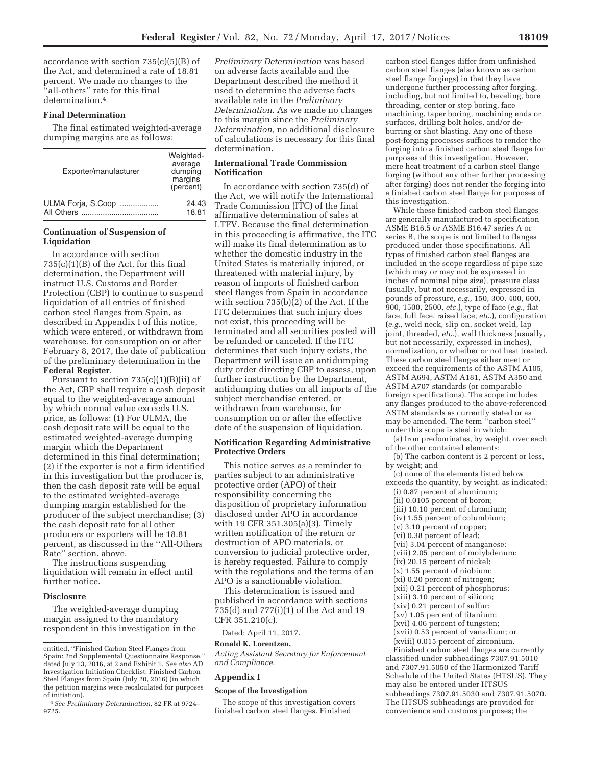accordance with section 735(c)(5)(B) of the Act, and determined a rate of 18.81 percent. We made no changes to the "all-others" rate for this final determination.[4]

### Final Determination

The final estimated weighted-average dumping margins are as follows:

| Exporter/manufacturer | Weighted-average dumping margins (percent) |
|---|---|
| ULMA Forja, S.Coop | 24.43 |
| All Others | 18.81 |

### Continuation of Suspension of Liquidation

In accordance with section 735(c)(1)(B) of the Act, for this final determination, the Department will instruct U.S. Customs and Border Protection (CBP) to continue to suspend liquidation of all entries of finished carbon steel flanges from Spain, as described in Appendix I of this notice, which were entered, or withdrawn from warehouse, for consumption on or after February 8, 2017, the date of publication of the preliminary determination in the **Federal Register**.

Pursuant to section 735(c)(1)(B)(ii) of the Act, CBP shall require a cash deposit equal to the weighted-average amount by which normal value exceeds U.S. price, as follows: (1) For ULMA, the cash deposit rate will be equal to the estimated weighted-average dumping margin which the Department determined in this final determination; (2) if the exporter is not a firm identified in this investigation but the producer is, then the cash deposit rate will be equal to the estimated weighted-average dumping margin established for the producer of the subject merchandise; (3) the cash deposit rate for all other producers or exporters will be 18.81 percent, as discussed in the "All-Others Rate" section, above.

The instructions suspending liquidation will remain in effect until further notice.

### Disclosure

The weighted-average dumping margin assigned to the mandatory respondent in this investigation in the *Preliminary Determination* was based on adverse facts available and the Department described the method it used to determine the adverse facts available rate in the *Preliminary Determination.* As we made no changes to this margin since the *Preliminary Determination,* no additional disclosure of calculations is necessary for this final determination.

### International Trade Commission Notification

In accordance with section 735(d) of the Act, we will notify the International Trade Commission (ITC) of the final affirmative determination of sales at LTFV. Because the final determination in this proceeding is affirmative, the ITC will make its final determination as to whether the domestic industry in the United States is materially injured, or threatened with material injury, by reason of imports of finished carbon steel flanges from Spain in accordance with section 735(b)(2) of the Act. If the ITC determines that such injury does not exist, this proceeding will be terminated and all securities posted will be refunded or canceled. If the ITC determines that such injury exists, the Department will issue an antidumping duty order directing CBP to assess, upon further instruction by the Department, antidumping duties on all imports of the subject merchandise entered, or withdrawn from warehouse, for consumption on or after the effective date of the suspension of liquidation.

### Notification Regarding Administrative Protective Orders

This notice serves as a reminder to parties subject to an administrative protective order (APO) of their responsibility concerning the disposition of proprietary information disclosed under APO in accordance with 19 CFR 351.305(a)(3). Timely written notification of the return or destruction of APO materials, or conversion to judicial protective order, is hereby requested. Failure to comply with the regulations and the terms of an APO is a sanctionable violation.

This determination is issued and published in accordance with sections 735(d) and 777(i)(1) of the Act and 19 CFR 351.210(c).

Dated: April 11, 2017.

**Ronald K. Lorentzen,**

*Acting Assistant Secretary for Enforcement and Compliance.*

## Appendix I

### Scope of the Investigation

The scope of this investigation covers finished carbon steel flanges. Finished carbon steel flanges differ from unfinished carbon steel flanges (also known as carbon steel flange forgings) in that they have undergone further processing after forging, including, but not limited to, beveling, bore threading, center or step boring, face machining, taper boring, machining ends or surfaces, drilling bolt holes, and/or de-burring or shot blasting. Any one of these post-forging processes suffices to render the forging into a finished carbon steel flange for purposes of this investigation. However, mere heat treatment of a carbon steel flange forging (without any other further processing after forging) does not render the forging into a finished carbon steel flange for purposes of this investigation.

While these finished carbon steel flanges are generally manufactured to specification ASME B16.5 or ASME B16.47 series A or series B, the scope is not limited to flanges produced under those specifications. All types of finished carbon steel flanges are included in the scope regardless of pipe size (which may or may not be expressed in inches of nominal pipe size), pressure class (usually, but not necessarily, expressed in pounds of pressure, *e.g.,* 150, 300, 400, 600, 900, 1500, 2500, *etc.*), type of face (*e.g.,* flat face, full face, raised face, *etc.*), configuration (*e.g.,* weld neck, slip on, socket weld, lap joint, threaded, *etc.*), wall thickness (usually, but not necessarily, expressed in inches), normalization, or whether or not heat treated. These carbon steel flanges either meet or exceed the requirements of the ASTM A105, ASTM A694, ASTM A181, ASTM A350 and ASTM A707 standards (or comparable foreign specifications). The scope includes any flanges produced to the above-referenced ASTM standards as currently stated or as may be amended. The term "carbon steel" under this scope is steel in which:

(a) Iron predominates, by weight, over each of the other contained elements:

(b) The carbon content is 2 percent or less, by weight; and

(c) none of the elements listed below exceeds the quantity, by weight, as indicated:

(i) 0.87 percent of aluminum;
(ii) 0.0105 percent of boron;
(iii) 10.10 percent of chromium;
(iv) 1.55 percent of columbium;
(v) 3.10 percent of copper;
(vi) 0.38 percent of lead;
(vii) 3.04 percent of manganese;
(viii) 2.05 percent of molybdenum;
(ix) 20.15 percent of nickel;
(x) 1.55 percent of niobium;
(xi) 0.20 percent of nitrogen;
(xii) 0.21 percent of phosphorus;
(xiii) 3.10 percent of silicon;
(xiv) 0.21 percent of sulfur;
(xv) 1.05 percent of titanium;
(xvi) 4.06 percent of tungsten;
(xvii) 0.53 percent of vanadium; or
(xviii) 0.015 percent of zirconium.

Finished carbon steel flanges are currently classified under subheadings 7307.91.5010 and 7307.91.5050 of the Harmonized Tariff Schedule of the United States (HTSUS). They may also be entered under HTSUS subheadings 7307.91.5030 and 7307.91.5070. The HTSUS subheadings are provided for convenience and customs purposes; the

---

entitled, "Finished Carbon Steel Flanges from Spain: 2nd Supplemental Questionnaire Response," dated July 13, 2016, at 2 and Exhibit 1. *See also* AD Investigation Initiation Checklist: Finished Carbon Steel Flanges from Spain (July 20, 2016) (in which the petition margins were recalculated for purposes of initiation).

[4] *See Preliminary Determination,* 82 FR at 9724–9725.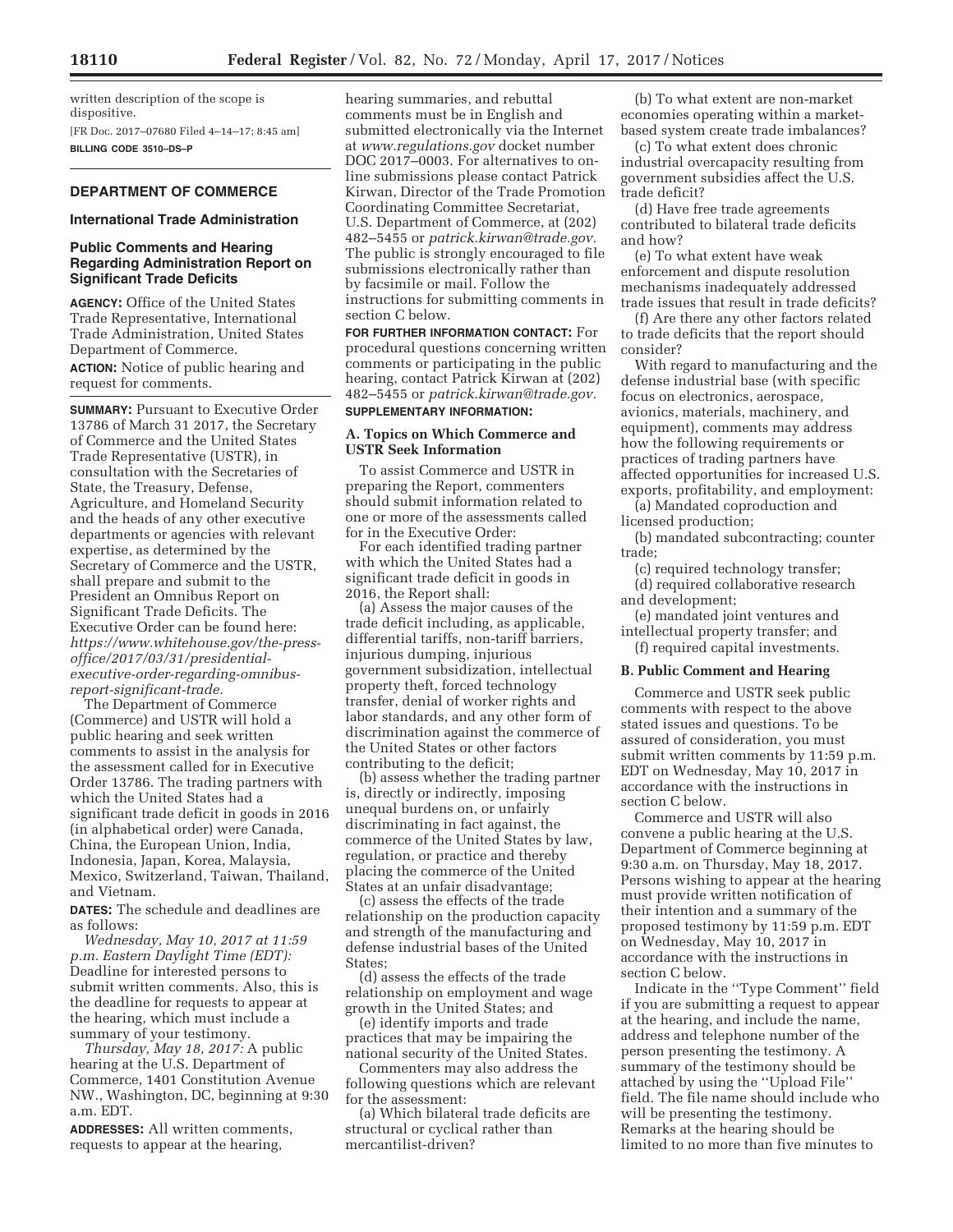written description of the scope is dispositive.

[FR Doc. 2017–07680 Filed 4–14–17; 8:45 am]

**BILLING CODE 3510–DS–P**

## DEPARTMENT OF COMMERCE

### International Trade Administration

### Public Comments and Hearing Regarding Administration Report on Significant Trade Deficits

**AGENCY:** Office of the United States Trade Representative, International Trade Administration, United States Department of Commerce.

**ACTION:** Notice of public hearing and request for comments.

**SUMMARY:** Pursuant to Executive Order 13786 of March 31 2017, the Secretary of Commerce and the United States Trade Representative (USTR), in consultation with the Secretaries of State, the Treasury, Defense, Agriculture, and Homeland Security and the heads of any other executive departments or agencies with relevant expertise, as determined by the Secretary of Commerce and the USTR, shall prepare and submit to the President an Omnibus Report on Significant Trade Deficits. The Executive Order can be found here: *https://www.whitehouse.gov/the-press-office/2017/03/31/presidential-executive-order-regarding-omnibus-report-significant-trade.*

The Department of Commerce (Commerce) and USTR will hold a public hearing and seek written comments to assist in the analysis for the assessment called for in Executive Order 13786. The trading partners with which the United States had a significant trade deficit in goods in 2016 (in alphabetical order) were Canada, China, the European Union, India, Indonesia, Japan, Korea, Malaysia, Mexico, Switzerland, Taiwan, Thailand, and Vietnam.

**DATES:** The schedule and deadlines are as follows:

*Wednesday, May 10, 2017 at 11:59 p.m. Eastern Daylight Time (EDT):* Deadline for interested persons to submit written comments. Also, this is the deadline for requests to appear at the hearing, which must include a summary of your testimony.

*Thursday, May 18, 2017:* A public hearing at the U.S. Department of Commerce, 1401 Constitution Avenue NW., Washington, DC, beginning at 9:30 a.m. EDT.

**ADDRESSES:** All written comments, requests to appear at the hearing, hearing summaries, and rebuttal comments must be in English and submitted electronically via the Internet at *www.regulations.gov* docket number DOC 2017–0003. For alternatives to on-line submissions please contact Patrick Kirwan, Director of the Trade Promotion Coordinating Committee Secretariat, U.S. Department of Commerce, at (202) 482–5455 or *patrick.kirwan@trade.gov.* The public is strongly encouraged to file submissions electronically rather than by facsimile or mail. Follow the instructions for submitting comments in section C below.

**FOR FURTHER INFORMATION CONTACT:** For procedural questions concerning written comments or participating in the public hearing, contact Patrick Kirwan at (202) 482–5455 or *patrick.kirwan@trade.gov.*

**SUPPLEMENTARY INFORMATION:**

#### A. Topics on Which Commerce and USTR Seek Information

To assist Commerce and USTR in preparing the Report, commenters should submit information related to one or more of the assessments called for in the Executive Order:

For each identified trading partner with which the United States had a significant trade deficit in goods in 2016, the Report shall:

(a) Assess the major causes of the trade deficit including, as applicable, differential tariffs, non-tariff barriers, injurious dumping, injurious government subsidization, intellectual property theft, forced technology transfer, denial of worker rights and labor standards, and any other form of discrimination against the commerce of the United States or other factors contributing to the deficit;

(b) assess whether the trading partner is, directly or indirectly, imposing unequal burdens on, or unfairly discriminating in fact against, the commerce of the United States by law, regulation, or practice and thereby placing the commerce of the United States at an unfair disadvantage;

(c) assess the effects of the trade relationship on the production capacity and strength of the manufacturing and defense industrial bases of the United States;

(d) assess the effects of the trade relationship on employment and wage growth in the United States; and

(e) identify imports and trade practices that may be impairing the national security of the United States.

Commenters may also address the following questions which are relevant for the assessment:

(a) Which bilateral trade deficits are structural or cyclical rather than mercantilist-driven?

(b) To what extent are non-market economies operating within a market-based system create trade imbalances?

(c) To what extent does chronic industrial overcapacity resulting from government subsidies affect the U.S. trade deficit?

(d) Have free trade agreements contributed to bilateral trade deficits and how?

(e) To what extent have weak enforcement and dispute resolution mechanisms inadequately addressed trade issues that result in trade deficits?

(f) Are there any other factors related to trade deficits that the report should consider?

With regard to manufacturing and the defense industrial base (with specific focus on electronics, aerospace, avionics, materials, machinery, and equipment), comments may address how the following requirements or practices of trading partners have affected opportunities for increased U.S. exports, profitability, and employment:

(a) Mandated coproduction and licensed production;

(b) mandated subcontracting; counter trade;

(c) required technology transfer;

(d) required collaborative research and development;

(e) mandated joint ventures and intellectual property transfer; and

(f) required capital investments.

#### B. Public Comment and Hearing

Commerce and USTR seek public comments with respect to the above stated issues and questions. To be assured of consideration, you must submit written comments by 11:59 p.m. EDT on Wednesday, May 10, 2017 in accordance with the instructions in section C below.

Commerce and USTR will also convene a public hearing at the U.S. Department of Commerce beginning at 9:30 a.m. on Thursday, May 18, 2017. Persons wishing to appear at the hearing must provide written notification of their intention and a summary of the proposed testimony by 11:59 p.m. EDT on Wednesday, May 10, 2017 in accordance with the instructions in section C below.

Indicate in the ''Type Comment'' field if you are submitting a request to appear at the hearing, and include the name, address and telephone number of the person presenting the testimony. A summary of the testimony should be attached by using the ''Upload File'' field. The file name should include who will be presenting the testimony. Remarks at the hearing should be limited to no more than five minutes to